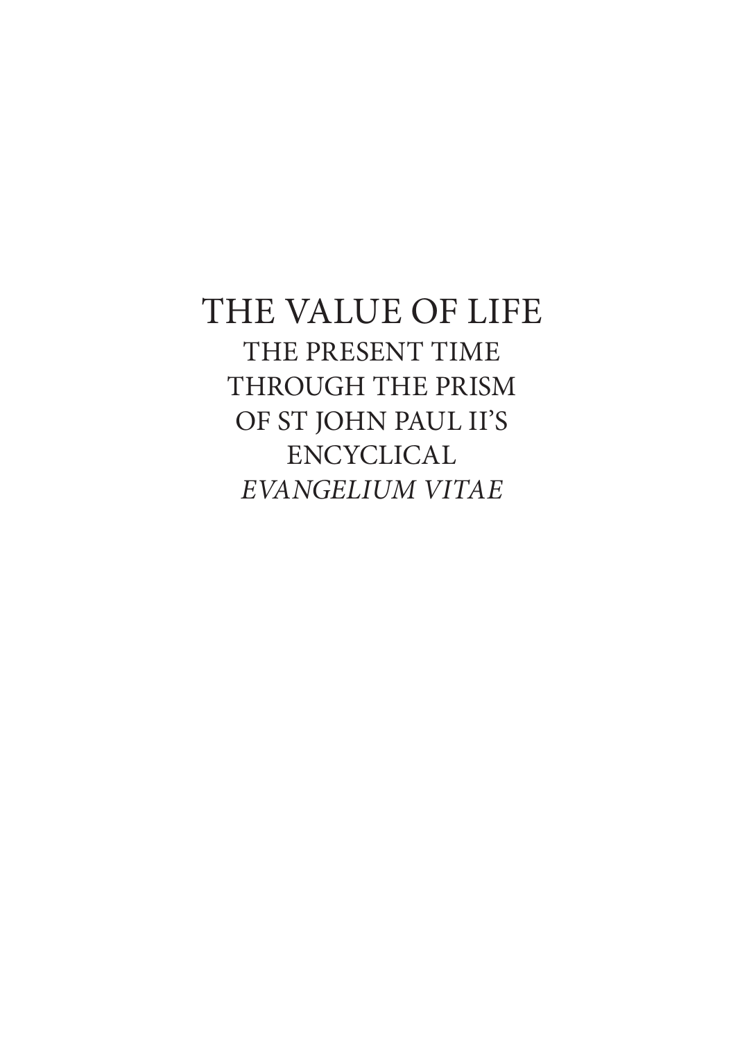# THE VALUE OF LIFE

THE PRESENT TIME
THROUGH THE PRISM
OF ST JOHN PAUL II'S
ENCYCLICAL
*EVANGELIUM VITAE*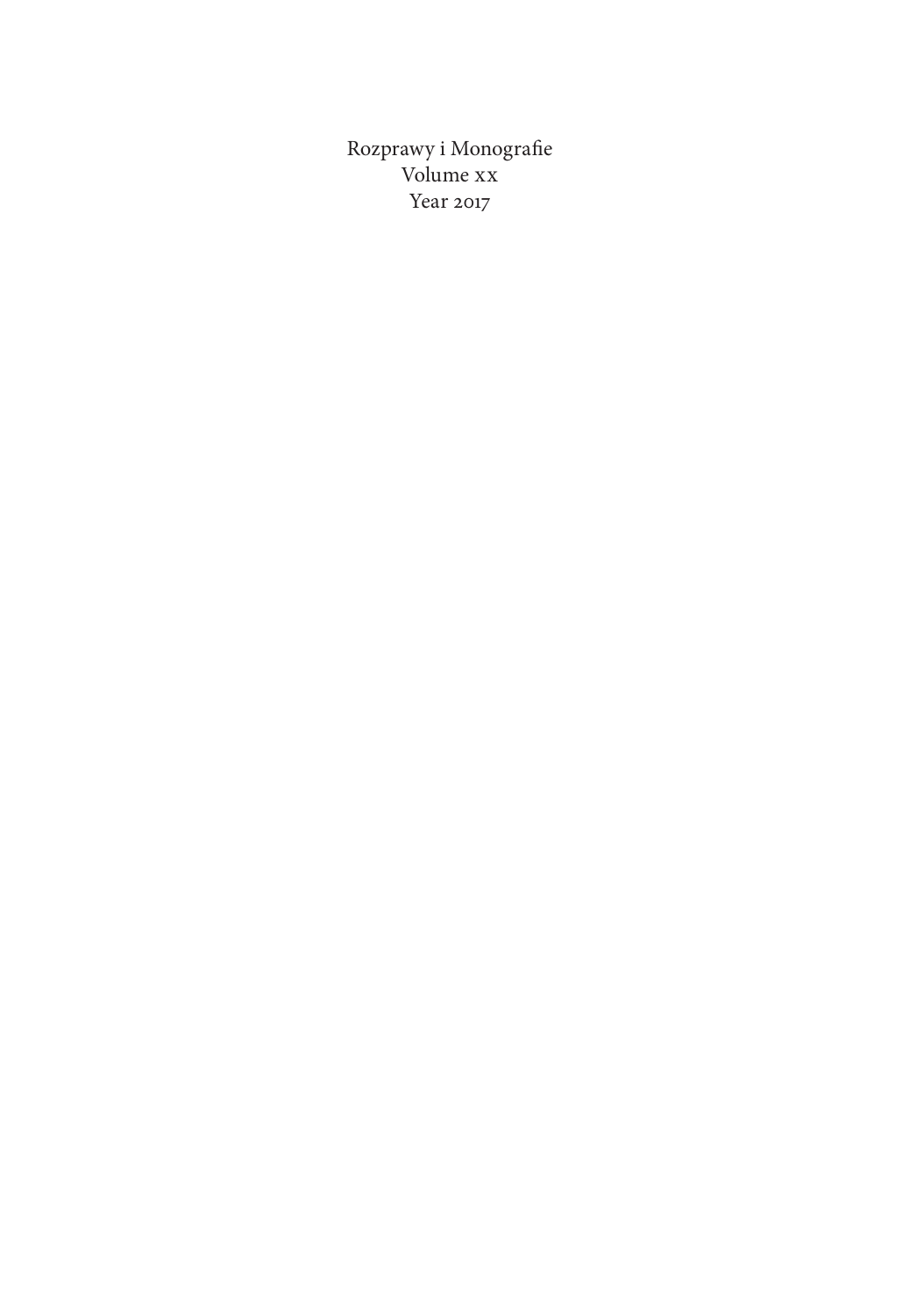Rozprawy i Monografie
Volume xx
Year 2017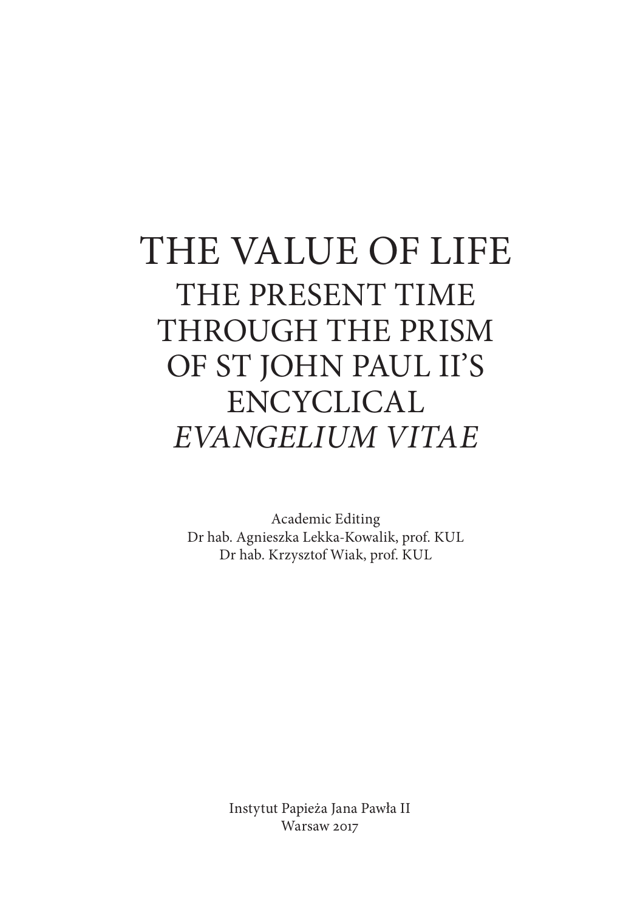# THE VALUE OF LIFE

## THE PRESENT TIME THROUGH THE PRISM OF ST JOHN PAUL II'S ENCYCLICAL *EVANGELIUM VITAE*

Academic Editing
Dr hab. Agnieszka Lekka-Kowalik, prof. KUL
Dr hab. Krzysztof Wiak, prof. KUL

Instytut Papieża Jana Pawła II
Warsaw 2017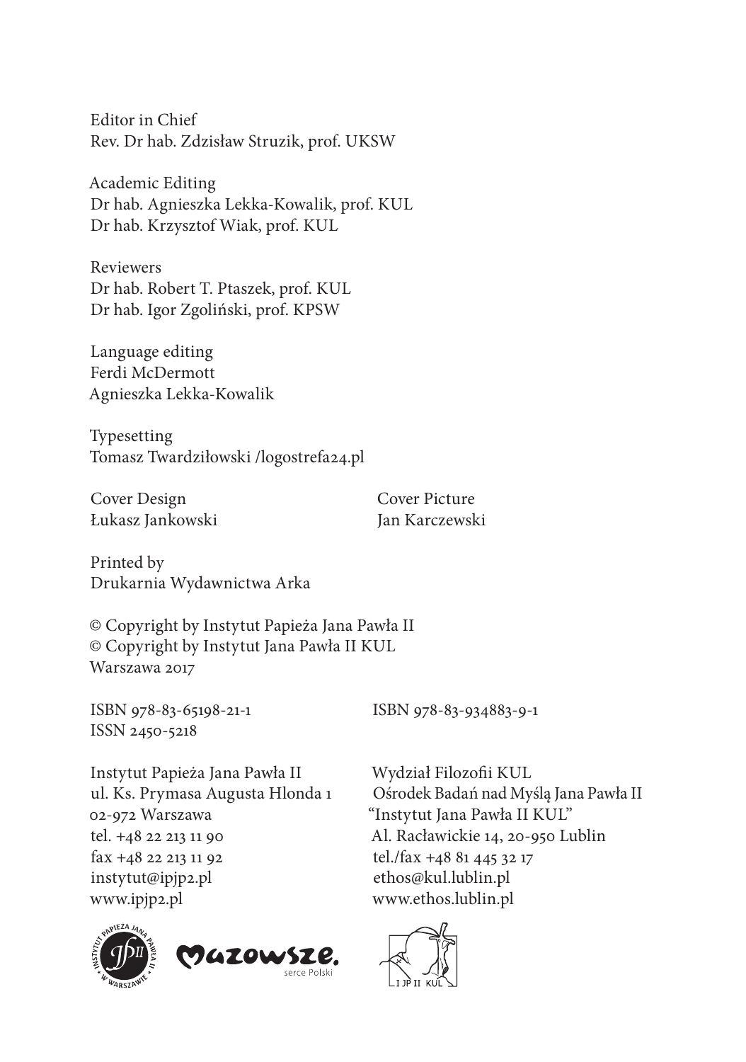Editor in Chief
Rev. Dr hab. Zdzisław Struzik, prof. UKSW

Academic Editing
Dr hab. Agnieszka Lekka-Kowalik, prof. KUL
Dr hab. Krzysztof Wiak, prof. KUL

Reviewers
Dr hab. Robert T. Ptaszek, prof. KUL
Dr hab. Igor Zgoliński, prof. KPSW

Language editing
Ferdi McDermott
Agnieszka Lekka-Kowalik

Typesetting
Tomasz Twardziłowski /logostrefa24.pl

Cover Design
Łukasz Jankowski

Cover Picture
Jan Karczewski

Printed by
Drukarnia Wydawnictwa Arka

© Copyright by Instytut Papieża Jana Pawła II
© Copyright by Instytut Jana Pawła II KUL
Warszawa 2017

ISBN 978-83-65198-21-1
ISSN 2450-5218

ISBN 978-83-934883-9-1

Instytut Papieża Jana Pawła II
ul. Ks. Prymasa Augusta Hlonda 1
02-972 Warszawa
tel. +48 22 213 11 90
fax +48 22 213 11 92
instytut@ipjp2.pl
www.ipjp2.pl

Wydział Filozofii KUL
Ośrodek Badań nad Myślą Jana Pawła II
"Instytut Jana Pawła II KUL"
Al. Racławickie 14, 20-950 Lublin
tel./fax +48 81 445 32 17
ethos@kul.lublin.pl
www.ethos.lublin.pl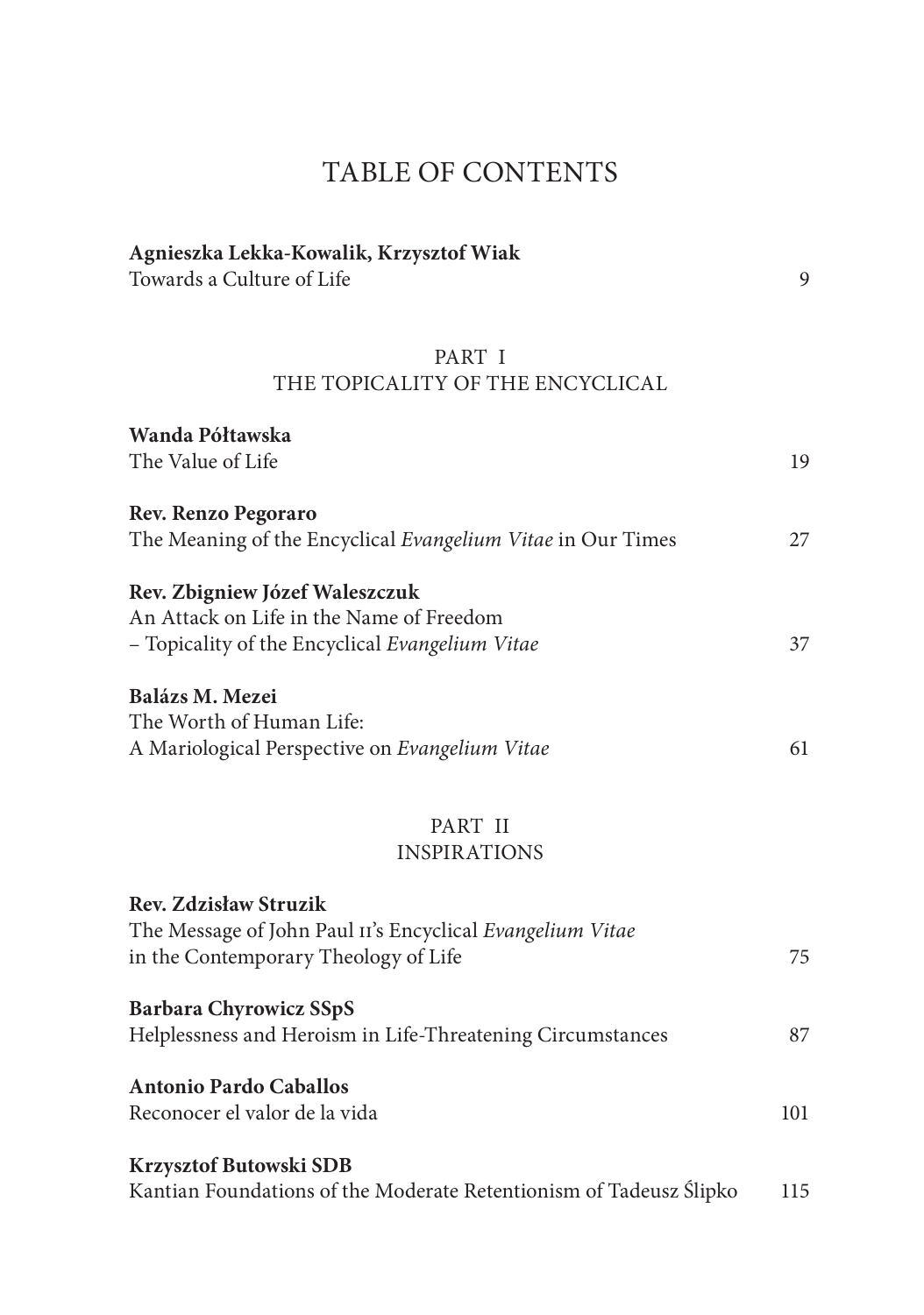# TABLE OF CONTENTS

**Agnieszka Lekka-Kowalik, Krzysztof Wiak**
Towards a Culture of Life 9

## PART I
## THE TOPICALITY OF THE ENCYCLICAL

**Wanda Półtawska**
The Value of Life 19

**Rev. Renzo Pegoraro**
The Meaning of the Encyclical *Evangelium Vitae* in Our Times 27

**Rev. Zbigniew Józef Waleszczuk**
An Attack on Life in the Name of Freedom
– Topicality of the Encyclical *Evangelium Vitae* 37

**Balázs M. Mezei**
The Worth of Human Life:
A Mariological Perspective on *Evangelium Vitae* 61

## PART II
## INSPIRATIONS

**Rev. Zdzisław Struzik**
The Message of John Paul II's Encyclical *Evangelium Vitae*
in the Contemporary Theology of Life 75

**Barbara Chyrowicz SSpS**
Helplessness and Heroism in Life-Threatening Circumstances 87

**Antonio Pardo Caballos**
Reconocer el valor de la vida 101

**Krzysztof Butowski SDB**
Kantian Foundations of the Moderate Retentionism of Tadeusz Ślipko 115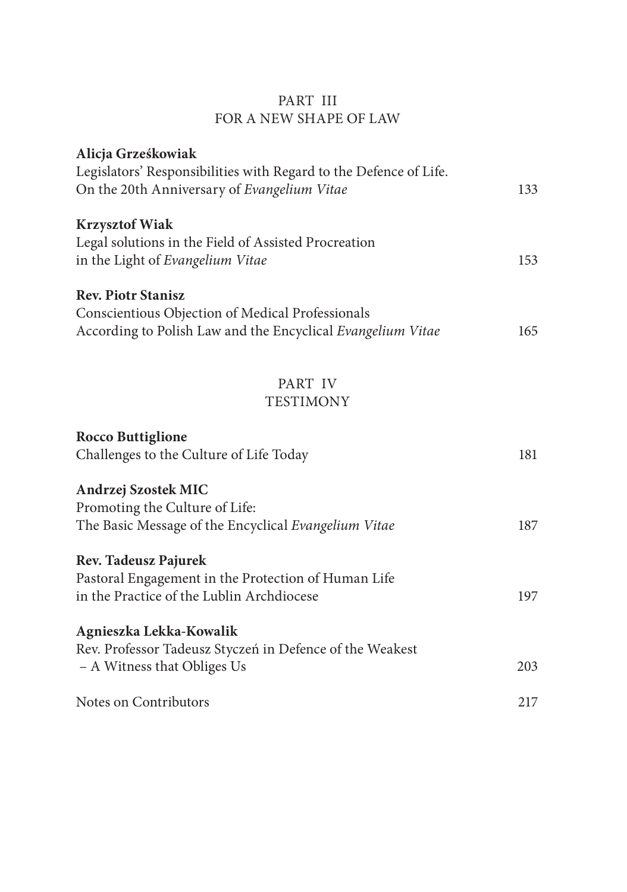## PART III
## FOR A NEW SHAPE OF LAW

**Alicja Grześkowiak**
Legislators' Responsibilities with Regard to the Defence of Life.
On the 20th Anniversary of *Evangelium Vitae* 133

**Krzysztof Wiak**
Legal solutions in the Field of Assisted Procreation
in the Light of *Evangelium Vitae* 153

**Rev. Piotr Stanisz**
Conscientious Objection of Medical Professionals
According to Polish Law and the Encyclical *Evangelium Vitae* 165

## PART IV
## TESTIMONY

**Rocco Buttiglione**
Challenges to the Culture of Life Today 181

**Andrzej Szostek MIC**
Promoting the Culture of Life:
The Basic Message of the Encyclical *Evangelium Vitae* 187

**Rev. Tadeusz Pajurek**
Pastoral Engagement in the Protection of Human Life
in the Practice of the Lublin Archdiocese 197

**Agnieszka Lekka-Kowalik**
Rev. Professor Tadeusz Styczeń in Defence of the Weakest
– A Witness that Obliges Us 203

Notes on Contributors 217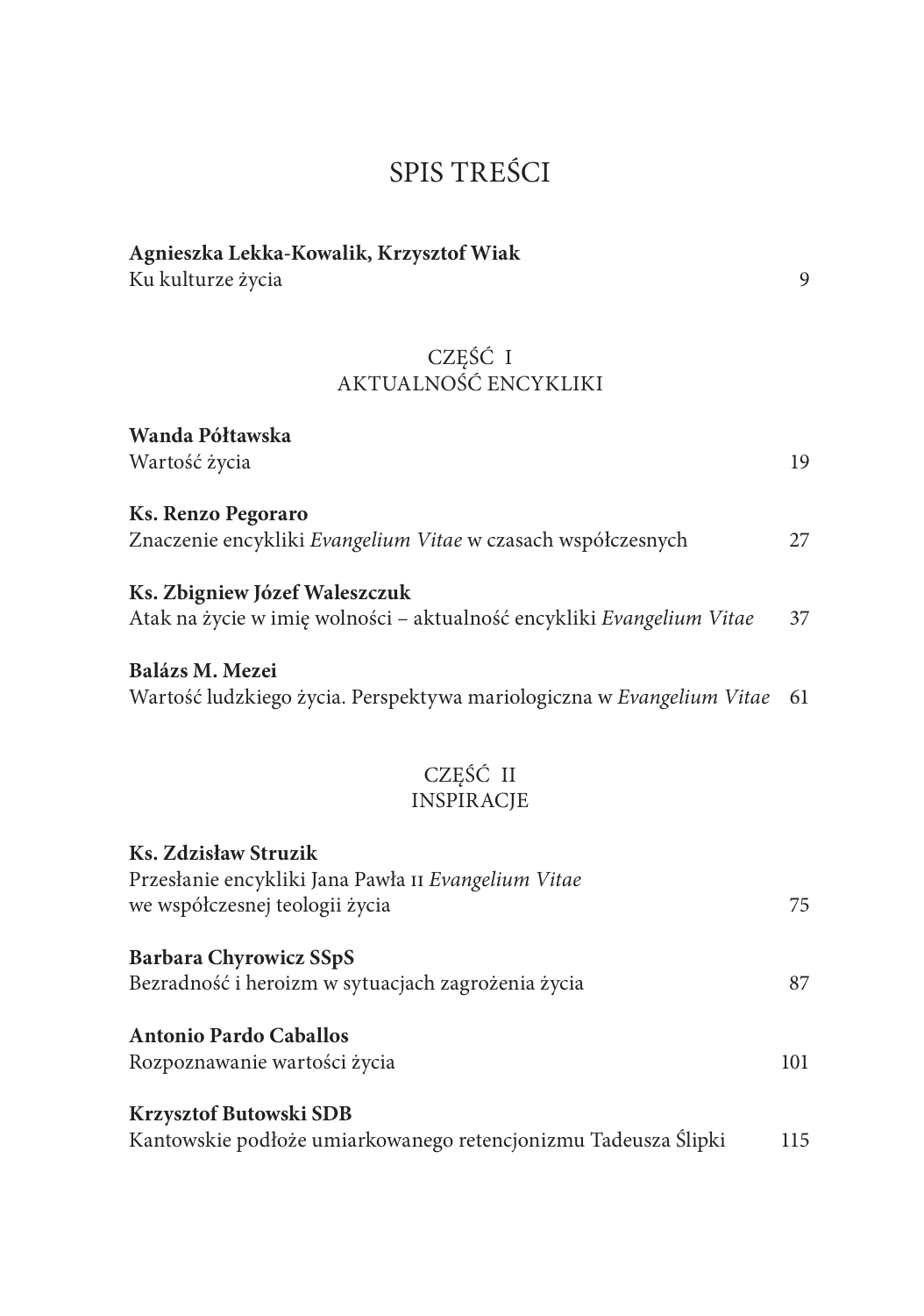# SPIS TREŚCI

**Agnieszka Lekka-Kowalik, Krzysztof Wiak**
Ku kulturze życia 9

## CZĘŚĆ I
## AKTUALNOŚĆ ENCYKLIKI

**Wanda Półtawska**
Wartość życia 19

**Ks. Renzo Pegoraro**
Znaczenie encykliki *Evangelium Vitae* w czasach współczesnych 27

**Ks. Zbigniew Józef Waleszczuk**
Atak na życie w imię wolności – aktualność encykliki *Evangelium Vitae* 37

**Balázs M. Mezei**
Wartość ludzkiego życia. Perspektywa mariologiczna w *Evangelium Vitae* 61

## CZĘŚĆ II
## INSPIRACJE

**Ks. Zdzisław Struzik**
Przesłanie encykliki Jana Pawła II *Evangelium Vitae*
we współczesnej teologii życia 75

**Barbara Chyrowicz SSpS**
Bezradność i heroizm w sytuacjach zagrożenia życia 87

**Antonio Pardo Caballos**
Rozpoznawanie wartości życia 101

**Krzysztof Butowski SDB**
Kantowskie podłoże umiarkowanego retencjonizmu Tadeusza Ślipki 115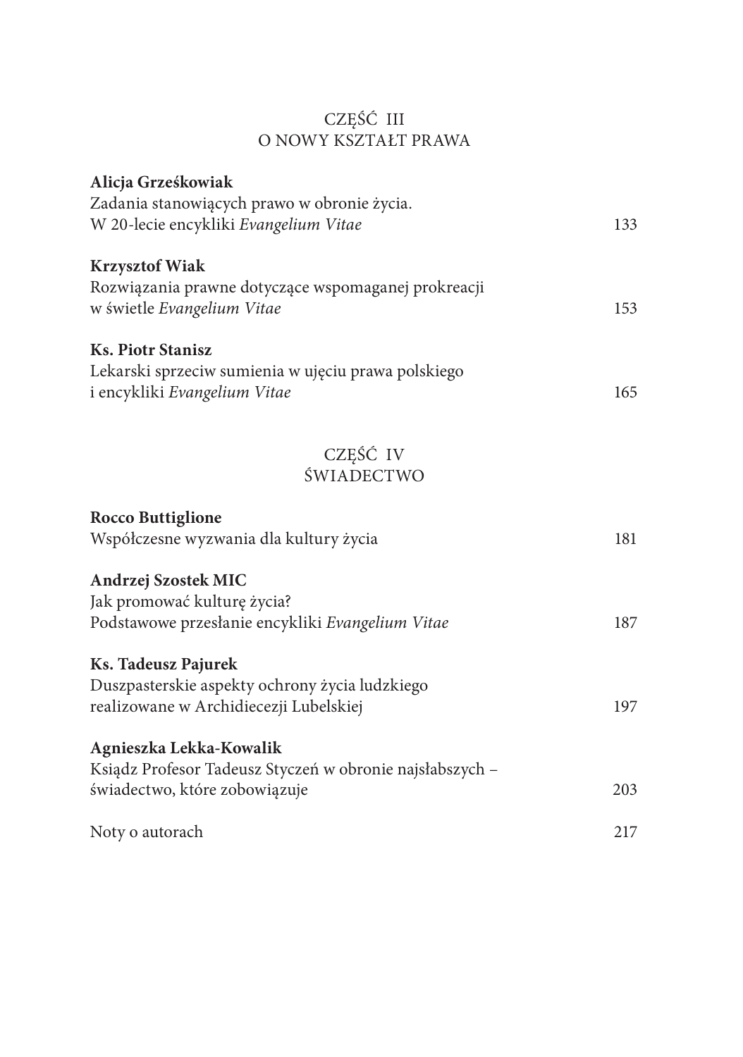## CZĘŚĆ III
## O NOWY KSZTAŁT PRAWA

**Alicja Grześkowiak**
Zadania stanowiących prawo w obronie życia.
W 20-lecie encykliki *Evangelium Vitae* 133

**Krzysztof Wiak**
Rozwiązania prawne dotyczące wspomaganej prokreacji
w świetle *Evangelium Vitae* 153

**Ks. Piotr Stanisz**
Lekarski sprzeciw sumienia w ujęciu prawa polskiego
i encykliki *Evangelium Vitae* 165

## CZĘŚĆ IV
## ŚWIADECTWO

**Rocco Buttiglione**
Współczesne wyzwania dla kultury życia 181

**Andrzej Szostek MIC**
Jak promować kulturę życia?
Podstawowe przesłanie encykliki *Evangelium Vitae* 187

**Ks. Tadeusz Pajurek**
Duszpasterskie aspekty ochrony życia ludzkiego
realizowane w Archidiecezji Lubelskiej 197

**Agnieszka Lekka-Kowalik**
Ksiądz Profesor Tadeusz Styczeń w obronie najsłabszych –
świadectwo, które zobowiązuje 203

Noty o autorach 217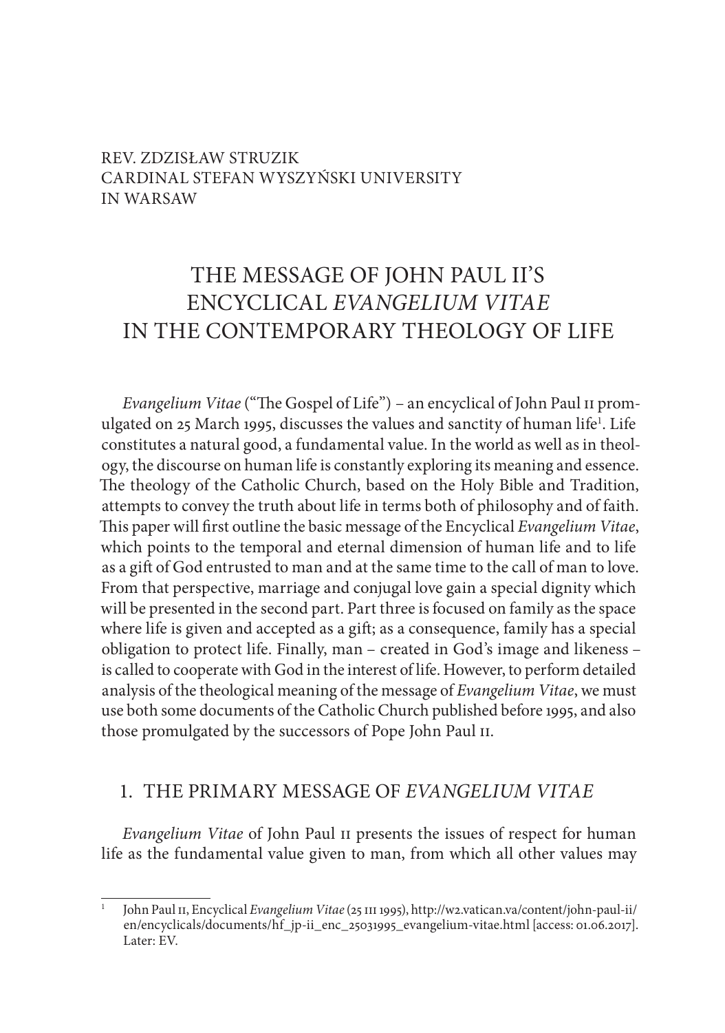REV. ZDZISŁAW STRUZIK
CARDINAL STEFAN WYSZYŃSKI UNIVERSITY
IN WARSAW

# THE MESSAGE OF JOHN PAUL II'S ENCYCLICAL *EVANGELIUM VITAE* IN THE CONTEMPORARY THEOLOGY OF LIFE

*Evangelium Vitae* ("The Gospel of Life") – an encyclical of John Paul II promulgated on 25 March 1995, discusses the values and sanctity of human life[1]. Life constitutes a natural good, a fundamental value. In the world as well as in theology, the discourse on human life is constantly exploring its meaning and essence. The theology of the Catholic Church, based on the Holy Bible and Tradition, attempts to convey the truth about life in terms both of philosophy and of faith. This paper will first outline the basic message of the Encyclical *Evangelium Vitae*, which points to the temporal and eternal dimension of human life and to life as a gift of God entrusted to man and at the same time to the call of man to love. From that perspective, marriage and conjugal love gain a special dignity which will be presented in the second part. Part three is focused on family as the space where life is given and accepted as a gift; as a consequence, family has a special obligation to protect life. Finally, man – created in God's image and likeness – is called to cooperate with God in the interest of life. However, to perform detailed analysis of the theological meaning of the message of *Evangelium Vitae*, we must use both some documents of the Catholic Church published before 1995, and also those promulgated by the successors of Pope John Paul II.

## 1. THE PRIMARY MESSAGE OF *EVANGELIUM VITAE*

*Evangelium Vitae* of John Paul II presents the issues of respect for human life as the fundamental value given to man, from which all other values may

---

[1] John Paul II, Encyclical *Evangelium Vitae* (25 III 1995), http://w2.vatican.va/content/john-paul-ii/en/encyclicals/documents/hf_jp-ii_enc_25031995_evangelium-vitae.html [access: 01.06.2017]. Later: EV.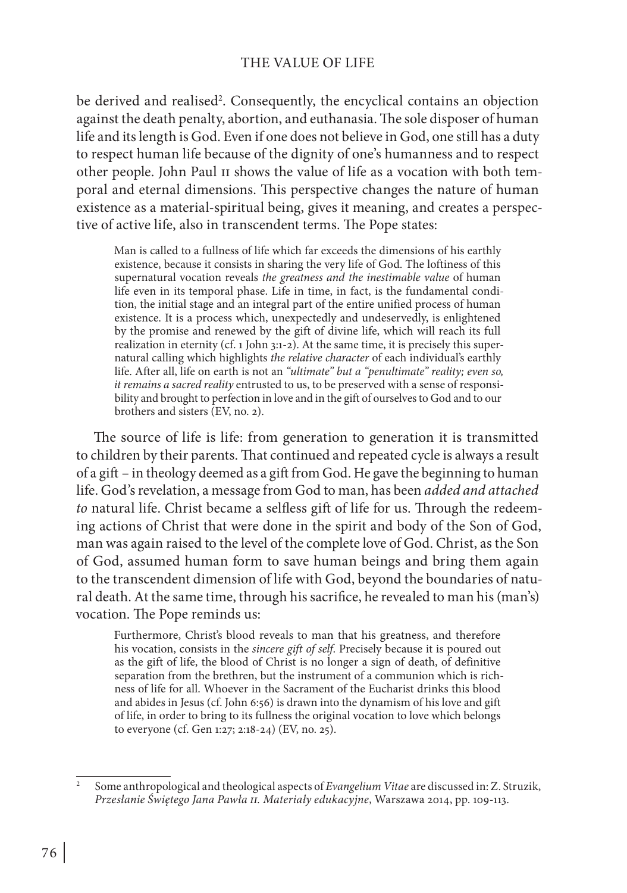be derived and realised[2]. Consequently, the encyclical contains an objection against the death penalty, abortion, and euthanasia. The sole disposer of human life and its length is God. Even if one does not believe in God, one still has a duty to respect human life because of the dignity of one's humanness and to respect other people. John Paul II shows the value of life as a vocation with both temporal and eternal dimensions. This perspective changes the nature of human existence as a material-spiritual being, gives it meaning, and creates a perspective of active life, also in transcendent terms. The Pope states:

> Man is called to a fullness of life which far exceeds the dimensions of his earthly existence, because it consists in sharing the very life of God. The loftiness of this supernatural vocation reveals *the greatness and the inestimable value* of human life even in its temporal phase. Life in time, in fact, is the fundamental condition, the initial stage and an integral part of the entire unified process of human existence. It is a process which, unexpectedly and undeservedly, is enlightened by the promise and renewed by the gift of divine life, which will reach its full realization in eternity (cf. 1 John 3:1-2). At the same time, it is precisely this supernatural calling which highlights *the relative character* of each individual's earthly life. After all, life on earth is not an *"ultimate" but a "penultimate" reality; even so, it remains a sacred reality* entrusted to us, to be preserved with a sense of responsibility and brought to perfection in love and in the gift of ourselves to God and to our brothers and sisters (EV, no. 2).

The source of life is life: from generation to generation it is transmitted to children by their parents. That continued and repeated cycle is always a result of a gift – in theology deemed as a gift from God. He gave the beginning to human life. God's revelation, a message from God to man, has been *added and attached to* natural life. Christ became a selfless gift of life for us. Through the redeeming actions of Christ that were done in the spirit and body of the Son of God, man was again raised to the level of the complete love of God. Christ, as the Son of God, assumed human form to save human beings and bring them again to the transcendent dimension of life with God, beyond the boundaries of natural death. At the same time, through his sacrifice, he revealed to man his (man's) vocation. The Pope reminds us:

> Furthermore, Christ's blood reveals to man that his greatness, and therefore his vocation, consists in the *sincere gift of self*. Precisely because it is poured out as the gift of life, the blood of Christ is no longer a sign of death, of definitive separation from the brethren, but the instrument of a communion which is richness of life for all. Whoever in the Sacrament of the Eucharist drinks this blood and abides in Jesus (cf. John 6:56) is drawn into the dynamism of his love and gift of life, in order to bring to its fullness the original vocation to love which belongs to everyone (cf. Gen 1:27; 2:18-24) (EV, no. 25).

---

[2] Some anthropological and theological aspects of *Evangelium Vitae* are discussed in: Z. Struzik, *Przesłanie Świętego Jana Pawła II. Materiały edukacyjne*, Warszawa 2014, pp. 109-113.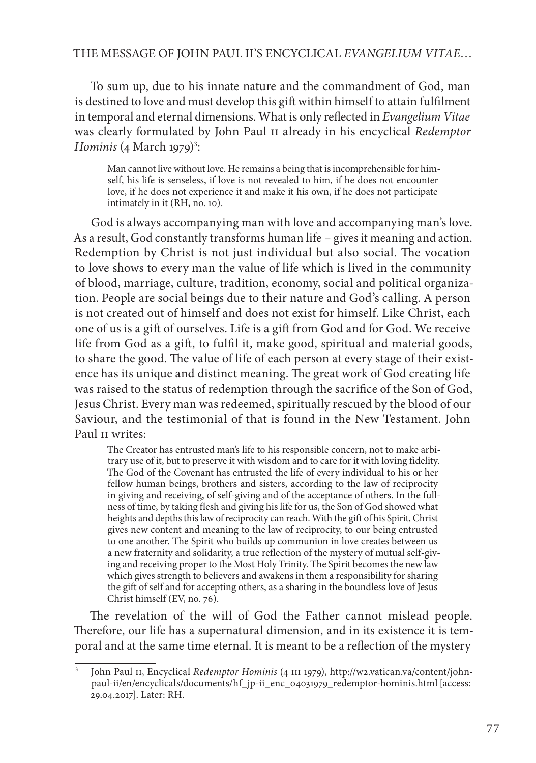To sum up, due to his innate nature and the commandment of God, man is destined to love and must develop this gift within himself to attain fulfilment in temporal and eternal dimensions. What is only reflected in *Evangelium Vitae* was clearly formulated by John Paul II already in his encyclical *Redemptor Hominis* (4 March 1979)[3]:

> Man cannot live without love. He remains a being that is incomprehensible for himself, his life is senseless, if love is not revealed to him, if he does not encounter love, if he does not experience it and make it his own, if he does not participate intimately in it (RH, no. 10).

God is always accompanying man with love and accompanying man's love. As a result, God constantly transforms human life – gives it meaning and action. Redemption by Christ is not just individual but also social. The vocation to love shows to every man the value of life which is lived in the community of blood, marriage, culture, tradition, economy, social and political organization. People are social beings due to their nature and God's calling. A person is not created out of himself and does not exist for himself. Like Christ, each one of us is a gift of ourselves. Life is a gift from God and for God. We receive life from God as a gift, to fulfil it, make good, spiritual and material goods, to share the good. The value of life of each person at every stage of their existence has its unique and distinct meaning. The great work of God creating life was raised to the status of redemption through the sacrifice of the Son of God, Jesus Christ. Every man was redeemed, spiritually rescued by the blood of our Saviour, and the testimonial of that is found in the New Testament. John Paul II writes:

> The Creator has entrusted man's life to his responsible concern, not to make arbitrary use of it, but to preserve it with wisdom and to care for it with loving fidelity. The God of the Covenant has entrusted the life of every individual to his or her fellow human beings, brothers and sisters, according to the law of reciprocity in giving and receiving, of self-giving and of the acceptance of others. In the fullness of time, by taking flesh and giving his life for us, the Son of God showed what heights and depths this law of reciprocity can reach. With the gift of his Spirit, Christ gives new content and meaning to the law of reciprocity, to our being entrusted to one another. The Spirit who builds up communion in love creates between us a new fraternity and solidarity, a true reflection of the mystery of mutual self-giving and receiving proper to the Most Holy Trinity. The Spirit becomes the new law which gives strength to believers and awakens in them a responsibility for sharing the gift of self and for accepting others, as a sharing in the boundless love of Jesus Christ himself (EV, no. 76).

The revelation of the will of God the Father cannot mislead people. Therefore, our life has a supernatural dimension, and in its existence it is temporal and at the same time eternal. It is meant to be a reflection of the mystery

---

[3] John Paul II, Encyclical *Redemptor Hominis* (4 III 1979), http://w2.vatican.va/content/john-paul-ii/en/encyclicals/documents/hf_jp-ii_enc_04031979_redemptor-hominis.html [access: 29.04.2017]. Later: RH.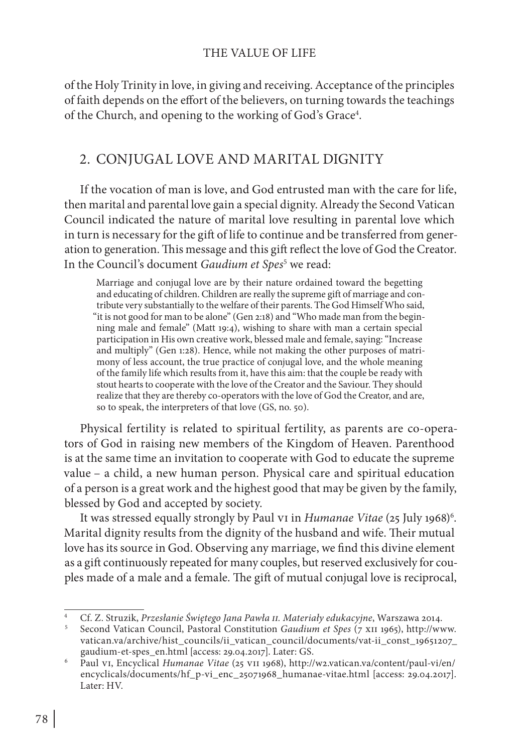of the Holy Trinity in love, in giving and receiving. Acceptance of the principles of faith depends on the effort of the believers, on turning towards the teachings of the Church, and opening to the working of God's Grace[4].

## 2. CONJUGAL LOVE AND MARITAL DIGNITY

If the vocation of man is love, and God entrusted man with the care for life, then marital and parental love gain a special dignity. Already the Second Vatican Council indicated the nature of marital love resulting in parental love which in turn is necessary for the gift of life to continue and be transferred from generation to generation. This message and this gift reflect the love of God the Creator. In the Council's document *Gaudium et Spes*[5] we read:

> Marriage and conjugal love are by their nature ordained toward the begetting and educating of children. Children are really the supreme gift of marriage and contribute very substantially to the welfare of their parents. The God Himself Who said, "it is not good for man to be alone" (Gen 2:18) and "Who made man from the beginning male and female" (Matt 19:4), wishing to share with man a certain special participation in His own creative work, blessed male and female, saying: "Increase and multiply" (Gen 1:28). Hence, while not making the other purposes of matrimony of less account, the true practice of conjugal love, and the whole meaning of the family life which results from it, have this aim: that the couple be ready with stout hearts to cooperate with the love of the Creator and the Saviour. They should realize that they are thereby co-operators with the love of God the Creator, and are, so to speak, the interpreters of that love (GS, no. 50).

Physical fertility is related to spiritual fertility, as parents are co-operators of God in raising new members of the Kingdom of Heaven. Parenthood is at the same time an invitation to cooperate with God to educate the supreme value – a child, a new human person. Physical care and spiritual education of a person is a great work and the highest good that may be given by the family, blessed by God and accepted by society.

It was stressed equally strongly by Paul VI in *Humanae Vitae* (25 July 1968)[6]. Marital dignity results from the dignity of the husband and wife. Their mutual love has its source in God. Observing any marriage, we find this divine element as a gift continuously repeated for many couples, but reserved exclusively for couples made of a male and a female. The gift of mutual conjugal love is reciprocal,

---

[4] Cf. Z. Struzik, *Przesłanie Świętego Jana Pawła II. Materiały edukacyjne*, Warszawa 2014.

[5] Second Vatican Council, Pastoral Constitution *Gaudium et Spes* (7 XII 1965), http://www.vatican.va/archive/hist_councils/ii_vatican_council/documents/vat-ii_const_19651207_gaudium-et-spes_en.html [access: 29.04.2017]. Later: GS.

[6] Paul VI, Encyclical *Humanae Vitae* (25 VII 1968), http://w2.vatican.va/content/paul-vi/en/encyclicals/documents/hf_p-vi_enc_25071968_humanae-vitae.html [access: 29.04.2017]. Later: HV.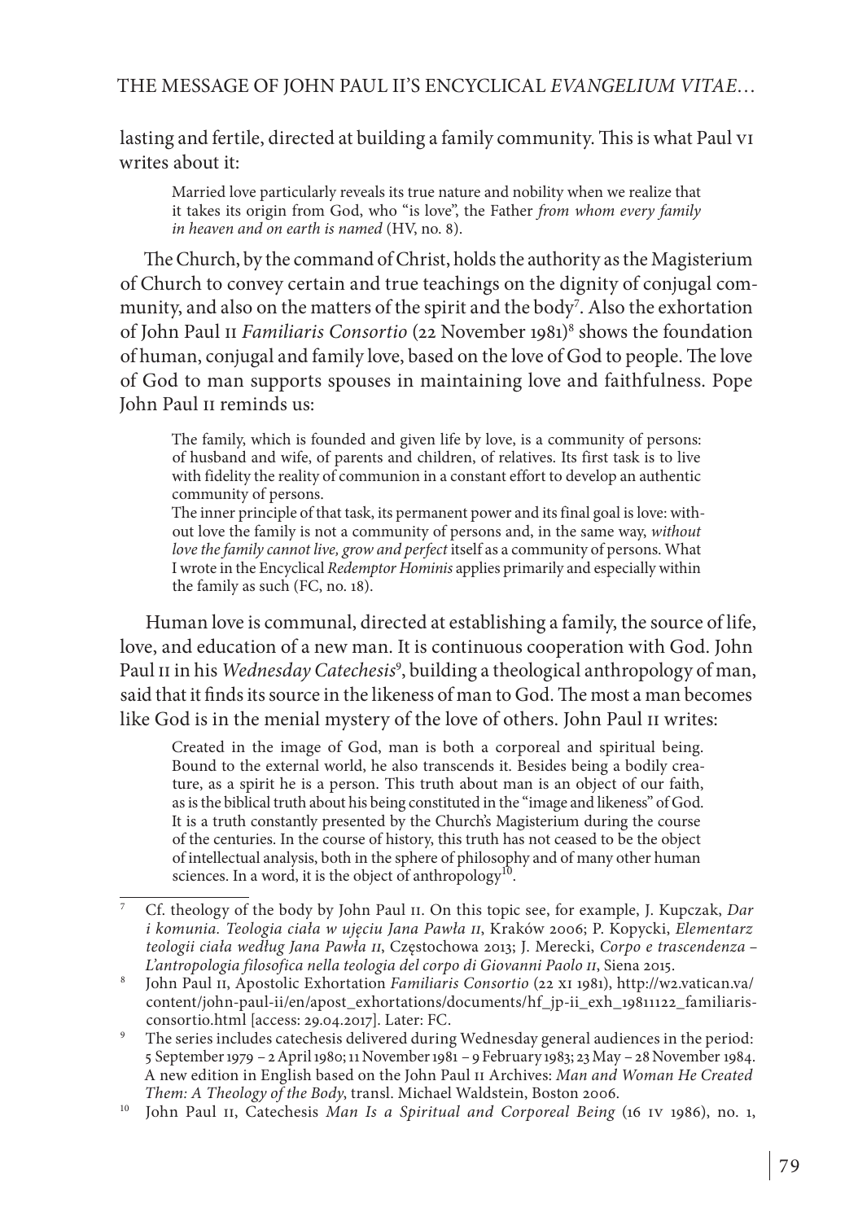lasting and fertile, directed at building a family community. This is what Paul VI writes about it:

> Married love particularly reveals its true nature and nobility when we realize that it takes its origin from God, who "is love", the Father *from whom every family in heaven and on earth is named* (HV, no. 8).

The Church, by the command of Christ, holds the authority as the Magisterium of Church to convey certain and true teachings on the dignity of conjugal community, and also on the matters of the spirit and the body[7]. Also the exhortation of John Paul II *Familiaris Consortio* (22 November 1981)[8] shows the foundation of human, conjugal and family love, based on the love of God to people. The love of God to man supports spouses in maintaining love and faithfulness. Pope John Paul II reminds us:

> The family, which is founded and given life by love, is a community of persons: of husband and wife, of parents and children, of relatives. Its first task is to live with fidelity the reality of communion in a constant effort to develop an authentic community of persons.
>
> The inner principle of that task, its permanent power and its final goal is love: without love the family is not a community of persons and, in the same way, *without love the family cannot live, grow and perfect* itself as a community of persons. What I wrote in the Encyclical *Redemptor Hominis* applies primarily and especially within the family as such (FC, no. 18).

Human love is communal, directed at establishing a family, the source of life, love, and education of a new man. It is continuous cooperation with God. John Paul II in his *Wednesday Catechesis*[9], building a theological anthropology of man, said that it finds its source in the likeness of man to God. The most a man becomes like God is in the menial mystery of the love of others. John Paul II writes:

> Created in the image of God, man is both a corporeal and spiritual being. Bound to the external world, he also transcends it. Besides being a bodily creature, as a spirit he is a person. This truth about man is an object of our faith, as is the biblical truth about his being constituted in the "image and likeness" of God. It is a truth constantly presented by the Church's Magisterium during the course of the centuries. In the course of history, this truth has not ceased to be the object of intellectual analysis, both in the sphere of philosophy and of many other human sciences. In a word, it is the object of anthropology[10].

---

[7] Cf. theology of the body by John Paul II. On this topic see, for example, J. Kupczak, *Dar i komunia. Teologia ciała w ujęciu Jana Pawła II*, Kraków 2006; P. Kopycki, *Elementarz teologii ciała według Jana Pawła II*, Częstochowa 2013; J. Merecki, *Corpo e trascendenza – L'antropologia filosofica nella teologia del corpo di Giovanni Paolo II*, Siena 2015.

[8] John Paul II, Apostolic Exhortation *Familiaris Consortio* (22 XI 1981), http://w2.vatican.va/content/john-paul-ii/en/apost_exhortations/documents/hf_jp-ii_exh_19811122_familiaris-consortio.html [access: 29.04.2017]. Later: FC.

[9] The series includes catechesis delivered during Wednesday general audiences in the period: 5 September 1979 – 2 April 1980; 11 November 1981 – 9 February 1983; 23 May – 28 November 1984. A new edition in English based on the John Paul II Archives: *Man and Woman He Created Them: A Theology of the Body*, transl. Michael Waldstein, Boston 2006.

[10] John Paul II, Catechesis *Man Is a Spiritual and Corporeal Being* (16 IV 1986), no. 1,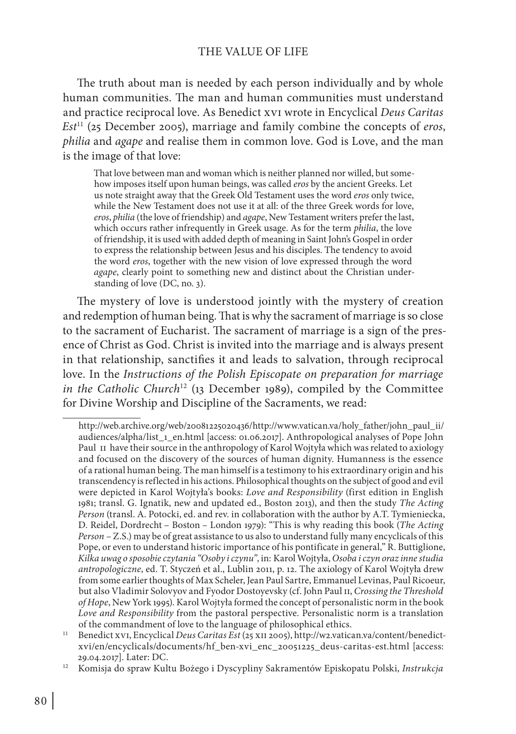The truth about man is needed by each person individually and by whole human communities. The man and human communities must understand and practice reciprocal love. As Benedict XVI wrote in Encyclical *Deus Caritas Est*[11] (25 December 2005), marriage and family combine the concepts of *eros*, *philia* and *agape* and realise them in common love. God is Love, and the man is the image of that love:

> That love between man and woman which is neither planned nor willed, but somehow imposes itself upon human beings, was called *eros* by the ancient Greeks. Let us note straight away that the Greek Old Testament uses the word *eros* only twice, while the New Testament does not use it at all: of the three Greek words for love, *eros*, *philia* (the love of friendship) and *agape*, New Testament writers prefer the last, which occurs rather infrequently in Greek usage. As for the term *philia*, the love of friendship, it is used with added depth of meaning in Saint John's Gospel in order to express the relationship between Jesus and his disciples. The tendency to avoid the word *eros*, together with the new vision of love expressed through the word *agape*, clearly point to something new and distinct about the Christian understanding of love (DC, no. 3).

The mystery of love is understood jointly with the mystery of creation and redemption of human being. That is why the sacrament of marriage is so close to the sacrament of Eucharist. The sacrament of marriage is a sign of the presence of Christ as God. Christ is invited into the marriage and is always present in that relationship, sanctifies it and leads to salvation, through reciprocal love. In the *Instructions of the Polish Episcopate on preparation for marriage in the Catholic Church*[12] (13 December 1989), compiled by the Committee for Divine Worship and Discipline of the Sacraments, we read:

---

http://web.archive.org/web/20081225020436/http://www.vatican.va/holy_father/john_paul_ii/audiences/alpha/list_1_en.html [access: 01.06.2017]. Anthropological analyses of Pope John Paul II have their source in the anthropology of Karol Wojtyła which was related to axiology and focused on the discovery of the sources of human dignity. Humanness is the essence of a rational human being. The man himself is a testimony to his extraordinary origin and his transcendency is reflected in his actions. Philosophical thoughts on the subject of good and evil were depicted in Karol Wojtyła's books: *Love and Responsibility* (first edition in English 1981; transl. G. Ignatik, new and updated ed., Boston 2013), and then the study *The Acting Person* (transl. A. Potocki, ed. and rev. in collaboration with the author by A.T. Tymieniecka, D. Reidel, Dordrecht – Boston – London 1979): "This is why reading this book (*The Acting Person* – Z.S.) may be of great assistance to us also to understand fully many encyclicals of this Pope, or even to understand historic importance of his pontificate in general," R. Buttiglione, *Kilka uwag o sposobie czytania "Osoby i czynu"*, in: Karol Wojtyła, *Osoba i czyn oraz inne studia antropologiczne*, ed. T. Styczeń et al., Lublin 2011, p. 12. The axiology of Karol Wojtyła drew from some earlier thoughts of Max Scheler, Jean Paul Sartre, Emmanuel Levinas, Paul Ricoeur, but also Vladimir Solovyov and Fyodor Dostoyevsky (cf. John Paul II, *Crossing the Threshold of Hope*, New York 1995). Karol Wojtyła formed the concept of personalistic norm in the book *Love and Responsibility* from the pastoral perspective. Personalistic norm is a translation of the commandment of love to the language of philosophical ethics.

[11] Benedict XVI, Encyclical *Deus Caritas Est* (25 XII 2005), http://w2.vatican.va/content/benedict-xvi/en/encyclicals/documents/hf_ben-xvi_enc_20051225_deus-caritas-est.html [access: 29.04.2017]. Later: DC.

[12] Komisja do spraw Kultu Bożego i Dyscypliny Sakramentów Episkopatu Polski, *Instrukcja*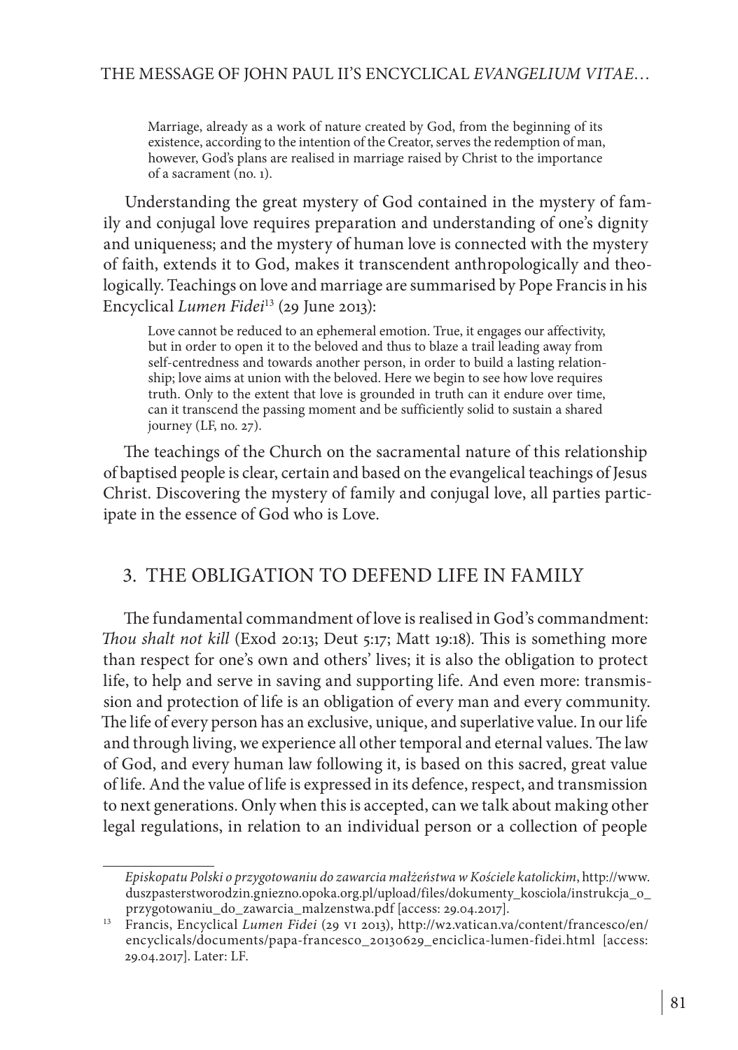> Marriage, already as a work of nature created by God, from the beginning of its existence, according to the intention of the Creator, serves the redemption of man, however, God's plans are realised in marriage raised by Christ to the importance of a sacrament (no. 1).

Understanding the great mystery of God contained in the mystery of family and conjugal love requires preparation and understanding of one's dignity and uniqueness; and the mystery of human love is connected with the mystery of faith, extends it to God, makes it transcendent anthropologically and theologically. Teachings on love and marriage are summarised by Pope Francis in his Encyclical *Lumen Fidei*[13] (29 June 2013):

> Love cannot be reduced to an ephemeral emotion. True, it engages our affectivity, but in order to open it to the beloved and thus to blaze a trail leading away from self-centredness and towards another person, in order to build a lasting relationship; love aims at union with the beloved. Here we begin to see how love requires truth. Only to the extent that love is grounded in truth can it endure over time, can it transcend the passing moment and be sufficiently solid to sustain a shared journey (LF, no. 27).

The teachings of the Church on the sacramental nature of this relationship of baptised people is clear, certain and based on the evangelical teachings of Jesus Christ. Discovering the mystery of family and conjugal love, all parties participate in the essence of God who is Love.

## 3. THE OBLIGATION TO DEFEND LIFE IN FAMILY

The fundamental commandment of love is realised in God's commandment: *Thou shalt not kill* (Exod 20:13; Deut 5:17; Matt 19:18). This is something more than respect for one's own and others' lives; it is also the obligation to protect life, to help and serve in saving and supporting life. And even more: transmission and protection of life is an obligation of every man and every community. The life of every person has an exclusive, unique, and superlative value. In our life and through living, we experience all other temporal and eternal values. The law of God, and every human law following it, is based on this sacred, great value of life. And the value of life is expressed in its defence, respect, and transmission to next generations. Only when this is accepted, can we talk about making other legal regulations, in relation to an individual person or a collection of people

---

*Episkopatu Polski o przygotowaniu do zawarcia małżeństwa w Kościele katolickim*, http://www.duszpasterstworodzin.gniezno.opoka.org.pl/upload/files/dokumenty_kosciola/instrukcja_o_przygotowaniu_do_zawarcia_malzenstwa.pdf [access: 29.04.2017].

[13] Francis, Encyclical *Lumen Fidei* (29 VI 2013), http://w2.vatican.va/content/francesco/en/encyclicals/documents/papa-francesco_20130629_enciclica-lumen-fidei.html [access: 29.04.2017]. Later: LF.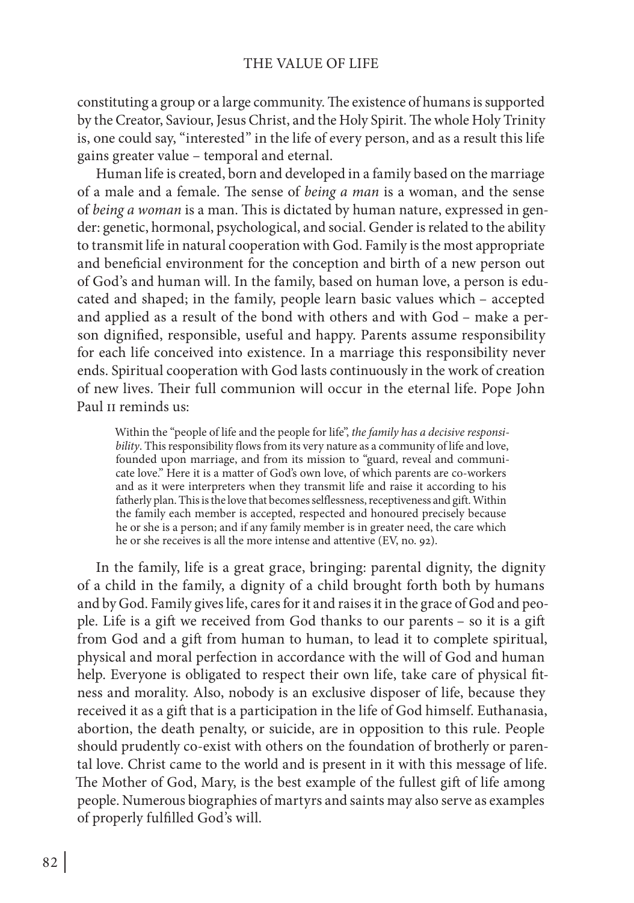constituting a group or a large community. The existence of humans is supported by the Creator, Saviour, Jesus Christ, and the Holy Spirit. The whole Holy Trinity is, one could say, "interested" in the life of every person, and as a result this life gains greater value – temporal and eternal.

Human life is created, born and developed in a family based on the marriage of a male and a female. The sense of *being a man* is a woman, and the sense of *being a woman* is a man. This is dictated by human nature, expressed in gender: genetic, hormonal, psychological, and social. Gender is related to the ability to transmit life in natural cooperation with God. Family is the most appropriate and beneficial environment for the conception and birth of a new person out of God's and human will. In the family, based on human love, a person is educated and shaped; in the family, people learn basic values which – accepted and applied as a result of the bond with others and with God – make a person dignified, responsible, useful and happy. Parents assume responsibility for each life conceived into existence. In a marriage this responsibility never ends. Spiritual cooperation with God lasts continuously in the work of creation of new lives. Their full communion will occur in the eternal life. Pope John Paul II reminds us:

> Within the "people of life and the people for life", *the family has a decisive responsibility*. This responsibility flows from its very nature as a community of life and love, founded upon marriage, and from its mission to "guard, reveal and communicate love." Here it is a matter of God's own love, of which parents are co-workers and as it were interpreters when they transmit life and raise it according to his fatherly plan. This is the love that becomes selflessness, receptiveness and gift. Within the family each member is accepted, respected and honoured precisely because he or she is a person; and if any family member is in greater need, the care which he or she receives is all the more intense and attentive (EV, no. 92).

In the family, life is a great grace, bringing: parental dignity, the dignity of a child in the family, a dignity of a child brought forth both by humans and by God. Family gives life, cares for it and raises it in the grace of God and people. Life is a gift we received from God thanks to our parents – so it is a gift from God and a gift from human to human, to lead it to complete spiritual, physical and moral perfection in accordance with the will of God and human help. Everyone is obligated to respect their own life, take care of physical fitness and morality. Also, nobody is an exclusive disposer of life, because they received it as a gift that is a participation in the life of God himself. Euthanasia, abortion, the death penalty, or suicide, are in opposition to this rule. People should prudently co-exist with others on the foundation of brotherly or parental love. Christ came to the world and is present in it with this message of life. The Mother of God, Mary, is the best example of the fullest gift of life among people. Numerous biographies of martyrs and saints may also serve as examples of properly fulfilled God's will.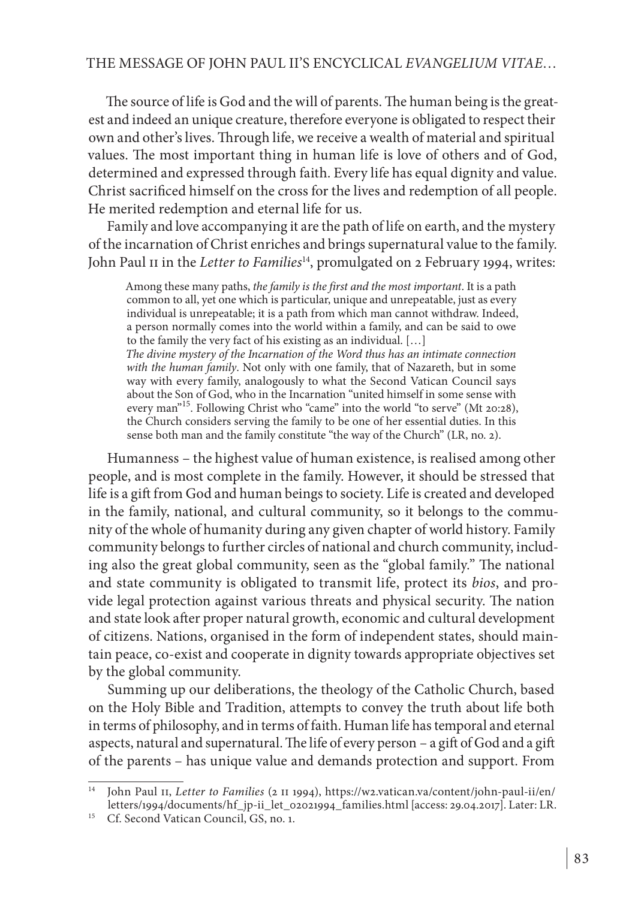The source of life is God and the will of parents. The human being is the greatest and indeed an unique creature, therefore everyone is obligated to respect their own and other's lives. Through life, we receive a wealth of material and spiritual values. The most important thing in human life is love of others and of God, determined and expressed through faith. Every life has equal dignity and value. Christ sacrificed himself on the cross for the lives and redemption of all people. He merited redemption and eternal life for us.

Family and love accompanying it are the path of life on earth, and the mystery of the incarnation of Christ enriches and brings supernatural value to the family. John Paul II in the *Letter to Families*[14], promulgated on 2 February 1994, writes:

> Among these many paths, *the family is the first and the most important*. It is a path common to all, yet one which is particular, unique and unrepeatable, just as every individual is unrepeatable; it is a path from which man cannot withdraw. Indeed, a person normally comes into the world within a family, and can be said to owe to the family the very fact of his existing as an individual. […]
> *The divine mystery of the Incarnation of the Word thus has an intimate connection with the human family*. Not only with one family, that of Nazareth, but in some way with every family, analogously to what the Second Vatican Council says about the Son of God, who in the Incarnation "united himself in some sense with every man"[15]. Following Christ who "came" into the world "to serve" (Mt 20:28), the Church considers serving the family to be one of her essential duties. In this sense both man and the family constitute "the way of the Church" (LR, no. 2).

Humanness – the highest value of human existence, is realised among other people, and is most complete in the family. However, it should be stressed that life is a gift from God and human beings to society. Life is created and developed in the family, national, and cultural community, so it belongs to the community of the whole of humanity during any given chapter of world history. Family community belongs to further circles of national and church community, including also the great global community, seen as the "global family." The national and state community is obligated to transmit life, protect its *bios*, and provide legal protection against various threats and physical security. The nation and state look after proper natural growth, economic and cultural development of citizens. Nations, organised in the form of independent states, should maintain peace, co-exist and cooperate in dignity towards appropriate objectives set by the global community.

Summing up our deliberations, the theology of the Catholic Church, based on the Holy Bible and Tradition, attempts to convey the truth about life both in terms of philosophy, and in terms of faith. Human life has temporal and eternal aspects, natural and supernatural. The life of every person – a gift of God and a gift of the parents – has unique value and demands protection and support. From

---

[14] John Paul II, *Letter to Families* (2 II 1994), https://w2.vatican.va/content/john-paul-ii/en/letters/1994/documents/hf_jp-ii_let_02021994_families.html [access: 29.04.2017]. Later: LR.

[15] Cf. Second Vatican Council, GS, no. 1.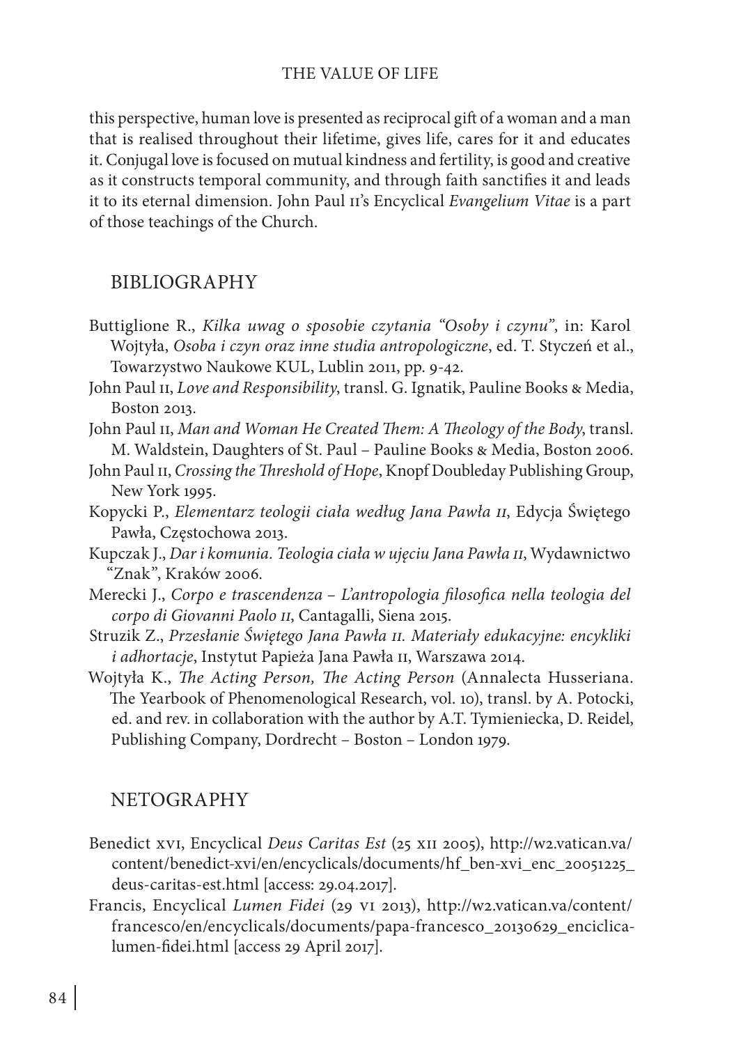this perspective, human love is presented as reciprocal gift of a woman and a man that is realised throughout their lifetime, gives life, cares for it and educates it. Conjugal love is focused on mutual kindness and fertility, is good and creative as it constructs temporal community, and through faith sanctifies it and leads it to its eternal dimension. John Paul II's Encyclical *Evangelium Vitae* is a part of those teachings of the Church.

## BIBLIOGRAPHY

Buttiglione R., *Kilka uwag o sposobie czytania "Osoby i czynu"*, in: Karol Wojtyła, *Osoba i czyn oraz inne studia antropologiczne*, ed. T. Styczeń et al., Towarzystwo Naukowe KUL, Lublin 2011, pp. 9-42.

John Paul II, *Love and Responsibility*, transl. G. Ignatik, Pauline Books & Media, Boston 2013.

John Paul II, *Man and Woman He Created Them: A Theology of the Body*, transl. M. Waldstein, Daughters of St. Paul – Pauline Books & Media, Boston 2006.

John Paul II, *Crossing the Threshold of Hope*, Knopf Doubleday Publishing Group, New York 1995.

Kopycki P., *Elementarz teologii ciała według Jana Pawła II*, Edycja Świętego Pawła, Częstochowa 2013.

Kupczak J., *Dar i komunia. Teologia ciała w ujęciu Jana Pawła II*, Wydawnictwo "Znak", Kraków 2006.

Merecki J., *Corpo e trascendenza – L'antropologia filosofica nella teologia del corpo di Giovanni Paolo II*, Cantagalli, Siena 2015.

Struzik Z., *Przesłanie Świętego Jana Pawła II. Materiały edukacyjne: encykliki i adhortacje*, Instytut Papieża Jana Pawła II, Warszawa 2014.

Wojtyła K., *The Acting Person, The Acting Person* (Annalecta Husseriana. The Yearbook of Phenomenological Research, vol. 10), transl. by A. Potocki, ed. and rev. in collaboration with the author by A.T. Tymieniecka, D. Reidel, Publishing Company, Dordrecht – Boston – London 1979.

## NETOGRAPHY

Benedict XVI, Encyclical *Deus Caritas Est* (25 XII 2005), http://w2.vatican.va/content/benedict-xvi/en/encyclicals/documents/hf_ben-xvi_enc_20051225_deus-caritas-est.html [access: 29.04.2017].

Francis, Encyclical *Lumen Fidei* (29 VI 2013), http://w2.vatican.va/content/francesco/en/encyclicals/documents/papa-francesco_20130629_enciclica-lumen-fidei.html [access 29 April 2017].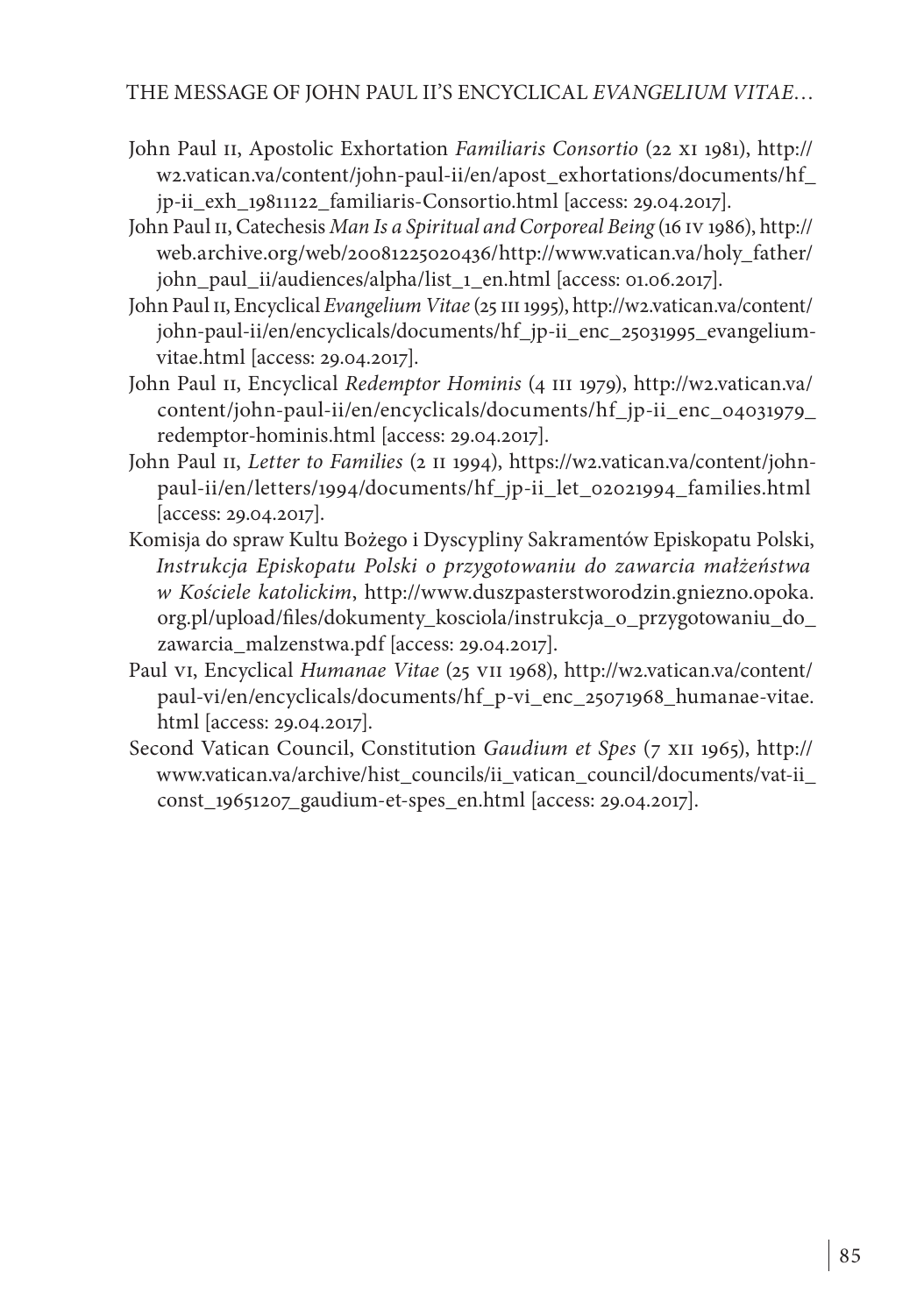John Paul II, Apostolic Exhortation *Familiaris Consortio* (22 XI 1981), http://w2.vatican.va/content/john-paul-ii/en/apost_exhortations/documents/hf_jp-ii_exh_19811122_familiaris-Consortio.html [access: 29.04.2017].

John Paul II, Catechesis *Man Is a Spiritual and Corporeal Being* (16 IV 1986), http://web.archive.org/web/20081225020436/http://www.vatican.va/holy_father/john_paul_ii/audiences/alpha/list_1_en.html [access: 01.06.2017].

John Paul II, Encyclical *Evangelium Vitae* (25 III 1995), http://w2.vatican.va/content/john-paul-ii/en/encyclicals/documents/hf_jp-ii_enc_25031995_evangelium-vitae.html [access: 29.04.2017].

John Paul II, Encyclical *Redemptor Hominis* (4 III 1979), http://w2.vatican.va/content/john-paul-ii/en/encyclicals/documents/hf_jp-ii_enc_04031979_redemptor-hominis.html [access: 29.04.2017].

John Paul II, *Letter to Families* (2 II 1994), https://w2.vatican.va/content/john-paul-ii/en/letters/1994/documents/hf_jp-ii_let_02021994_families.html [access: 29.04.2017].

Komisja do spraw Kultu Bożego i Dyscypliny Sakramentów Episkopatu Polski, *Instrukcja Episkopatu Polski o przygotowaniu do zawarcia małżeństwa w Kościele katolickim*, http://www.duszpasterstworodzin.gniezno.opoka.org.pl/upload/files/dokumenty_kosciola/instrukcja_o_przygotowaniu_do_zawarcia_malzenstwa.pdf [access: 29.04.2017].

Paul VI, Encyclical *Humanae Vitae* (25 VII 1968), http://w2.vatican.va/content/paul-vi/en/encyclicals/documents/hf_p-vi_enc_25071968_humanae-vitae.html [access: 29.04.2017].

Second Vatican Council, Constitution *Gaudium et Spes* (7 XII 1965), http://www.vatican.va/archive/hist_councils/ii_vatican_council/documents/vat-ii_const_19651207_gaudium-et-spes_en.html [access: 29.04.2017].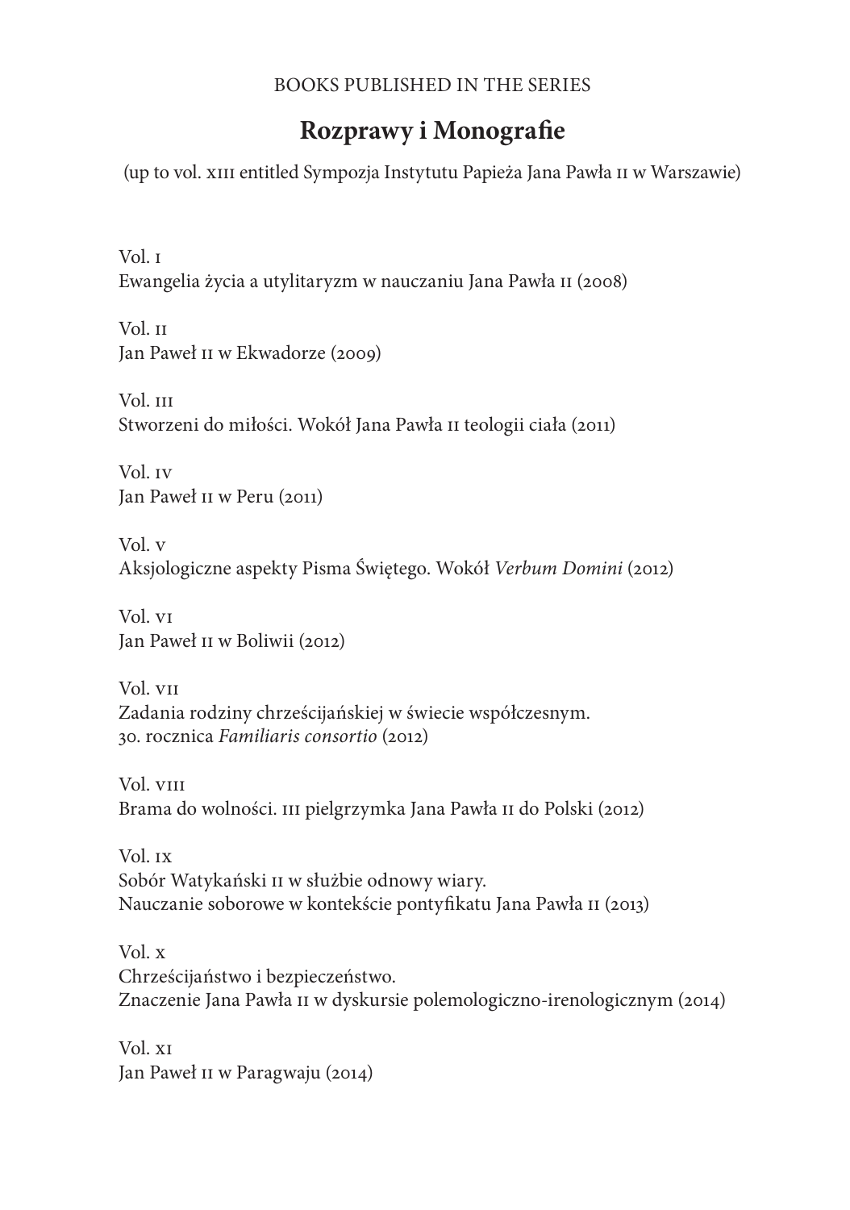BOOKS PUBLISHED IN THE SERIES

# Rozprawy i Monografie

(up to vol. XIII entitled Sympozja Instytutu Papieża Jana Pawła II w Warszawie)

Vol. I
Ewangelia życia a utylitaryzm w nauczaniu Jana Pawła II (2008)

Vol. II
Jan Paweł II w Ekwadorze (2009)

Vol. III
Stworzeni do miłości. Wokół Jana Pawła II teologii ciała (2011)

Vol. IV
Jan Paweł II w Peru (2011)

Vol. V
Aksjologiczne aspekty Pisma Świętego. Wokół *Verbum Domini* (2012)

Vol. VI
Jan Paweł II w Boliwii (2012)

Vol. VII
Zadania rodziny chrześcijańskiej w świecie współczesnym.
30. rocznica *Familiaris consortio* (2012)

Vol. VIII
Brama do wolności. III pielgrzymka Jana Pawła II do Polski (2012)

Vol. IX
Sobór Watykański II w służbie odnowy wiary.
Nauczanie soborowe w kontekście pontyfikatu Jana Pawła II (2013)

Vol. X
Chrześcijaństwo i bezpieczeństwo.
Znaczenie Jana Pawła II w dyskursie polemologiczno-irenologicznym (2014)

Vol. XI
Jan Paweł II w Paragwaju (2014)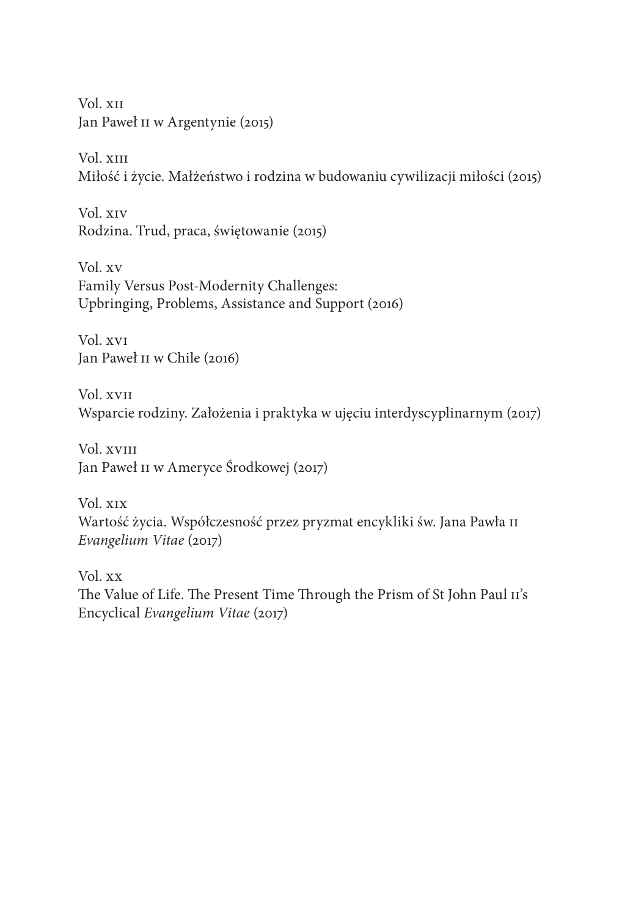Vol. xii
Jan Paweł ii w Argentynie (2015)

Vol. xiii
Miłość i życie. Małżeństwo i rodzina w budowaniu cywilizacji miłości (2015)

Vol. xiv
Rodzina. Trud, praca, świętowanie (2015)

Vol. xv
Family Versus Post-Modernity Challenges:
Upbringing, Problems, Assistance and Support (2016)

Vol. xvi
Jan Paweł ii w Chile (2016)

Vol. xvii
Wsparcie rodziny. Założenia i praktyka w ujęciu interdyscyplinarnym (2017)

Vol. xviii
Jan Paweł ii w Ameryce Środkowej (2017)

Vol. xix
Wartość życia. Współczesność przez pryzmat encykliki św. Jana Pawła ii
*Evangelium Vitae* (2017)

Vol. xx
The Value of Life. The Present Time Through the Prism of St John Paul ii's
Encyclical *Evangelium Vitae* (2017)